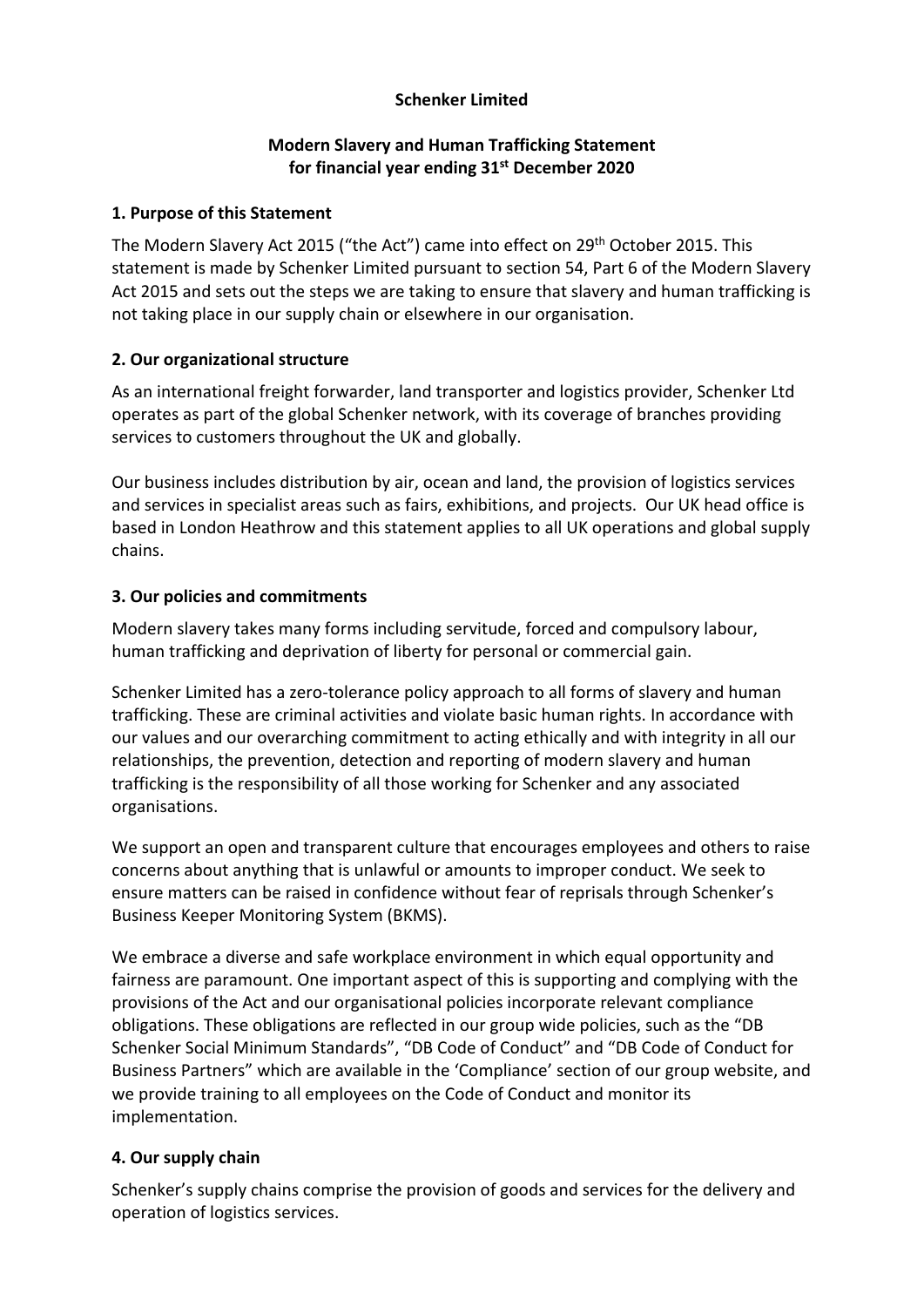**Schenker Limited**

**Modern Slavery and Human Trafficking Statement for financial year ending 31st December 2020**

## 1. Purpose of this Statement

The Modern Slavery Act 2015 ("the Act") came into effect on 29th October 2015. This statement is made by Schenker Limited pursuant to section 54, Part 6 of the Modern Slavery Act 2015 and sets out the steps we are taking to ensure that slavery and human trafficking is not taking place in our supply chain or elsewhere in our organisation.

## 2. Our organizational structure

As an international freight forwarder, land transporter and logistics provider, Schenker Ltd operates as part of the global Schenker network, with its coverage of branches providing services to customers throughout the UK and globally.

Our business includes distribution by air, ocean and land, the provision of logistics services and services in specialist areas such as fairs, exhibitions, and projects. Our UK head office is based in London Heathrow and this statement applies to all UK operations and global supply chains.

## 3. Our policies and commitments

Modern slavery takes many forms including servitude, forced and compulsory labour, human trafficking and deprivation of liberty for personal or commercial gain.

Schenker Limited has a zero-tolerance policy approach to all forms of slavery and human trafficking. These are criminal activities and violate basic human rights. In accordance with our values and our overarching commitment to acting ethically and with integrity in all our relationships, the prevention, detection and reporting of modern slavery and human trafficking is the responsibility of all those working for Schenker and any associated organisations.

We support an open and transparent culture that encourages employees and others to raise concerns about anything that is unlawful or amounts to improper conduct. We seek to ensure matters can be raised in confidence without fear of reprisals through Schenker's Business Keeper Monitoring System (BKMS).

We embrace a diverse and safe workplace environment in which equal opportunity and fairness are paramount. One important aspect of this is supporting and complying with the provisions of the Act and our organisational policies incorporate relevant compliance obligations. These obligations are reflected in our group wide policies, such as the "DB Schenker Social Minimum Standards", "DB Code of Conduct" and "DB Code of Conduct for Business Partners" which are available in the 'Compliance' section of our group website, and we provide training to all employees on the Code of Conduct and monitor its implementation.

## 4. Our supply chain

Schenker's supply chains comprise the provision of goods and services for the delivery and operation of logistics services.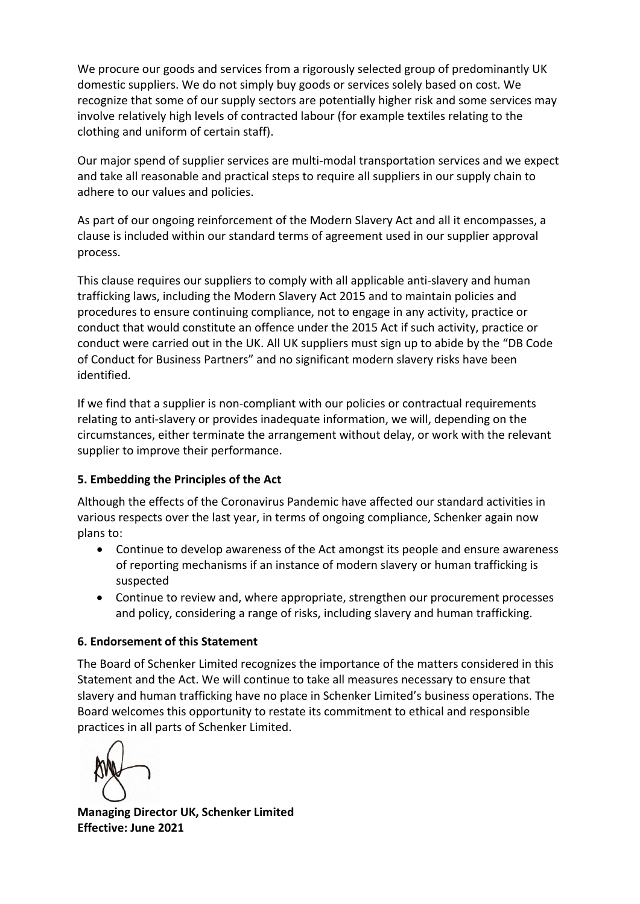We procure our goods and services from a rigorously selected group of predominantly UK domestic suppliers. We do not simply buy goods or services solely based on cost. We recognize that some of our supply sectors are potentially higher risk and some services may involve relatively high levels of contracted labour (for example textiles relating to the clothing and uniform of certain staff).

Our major spend of supplier services are multi-modal transportation services and we expect and take all reasonable and practical steps to require all suppliers in our supply chain to adhere to our values and policies.

As part of our ongoing reinforcement of the Modern Slavery Act and all it encompasses, a clause is included within our standard terms of agreement used in our supplier approval process.

This clause requires our suppliers to comply with all applicable anti-slavery and human trafficking laws, including the Modern Slavery Act 2015 and to maintain policies and procedures to ensure continuing compliance, not to engage in any activity, practice or conduct that would constitute an offence under the 2015 Act if such activity, practice or conduct were carried out in the UK. All UK suppliers must sign up to abide by the "DB Code of Conduct for Business Partners" and no significant modern slavery risks have been identified.

If we find that a supplier is non-compliant with our policies or contractual requirements relating to anti-slavery or provides inadequate information, we will, depending on the circumstances, either terminate the arrangement without delay, or work with the relevant supplier to improve their performance.

### 5. Embedding the Principles of the Act

Although the effects of the Coronavirus Pandemic have affected our standard activities in various respects over the last year, in terms of ongoing compliance, Schenker again now plans to:

- Continue to develop awareness of the Act amongst its people and ensure awareness of reporting mechanisms if an instance of modern slavery or human trafficking is suspected
- Continue to review and, where appropriate, strengthen our procurement processes and policy, considering a range of risks, including slavery and human trafficking.

### 6. Endorsement of this Statement

The Board of Schenker Limited recognizes the importance of the matters considered in this Statement and the Act. We will continue to take all measures necessary to ensure that slavery and human trafficking have no place in Schenker Limited's business operations. The Board welcomes this opportunity to restate its commitment to ethical and responsible practices in all parts of Schenker Limited.

**Managing Director UK, Schenker Limited**
**Effective: June 2021**